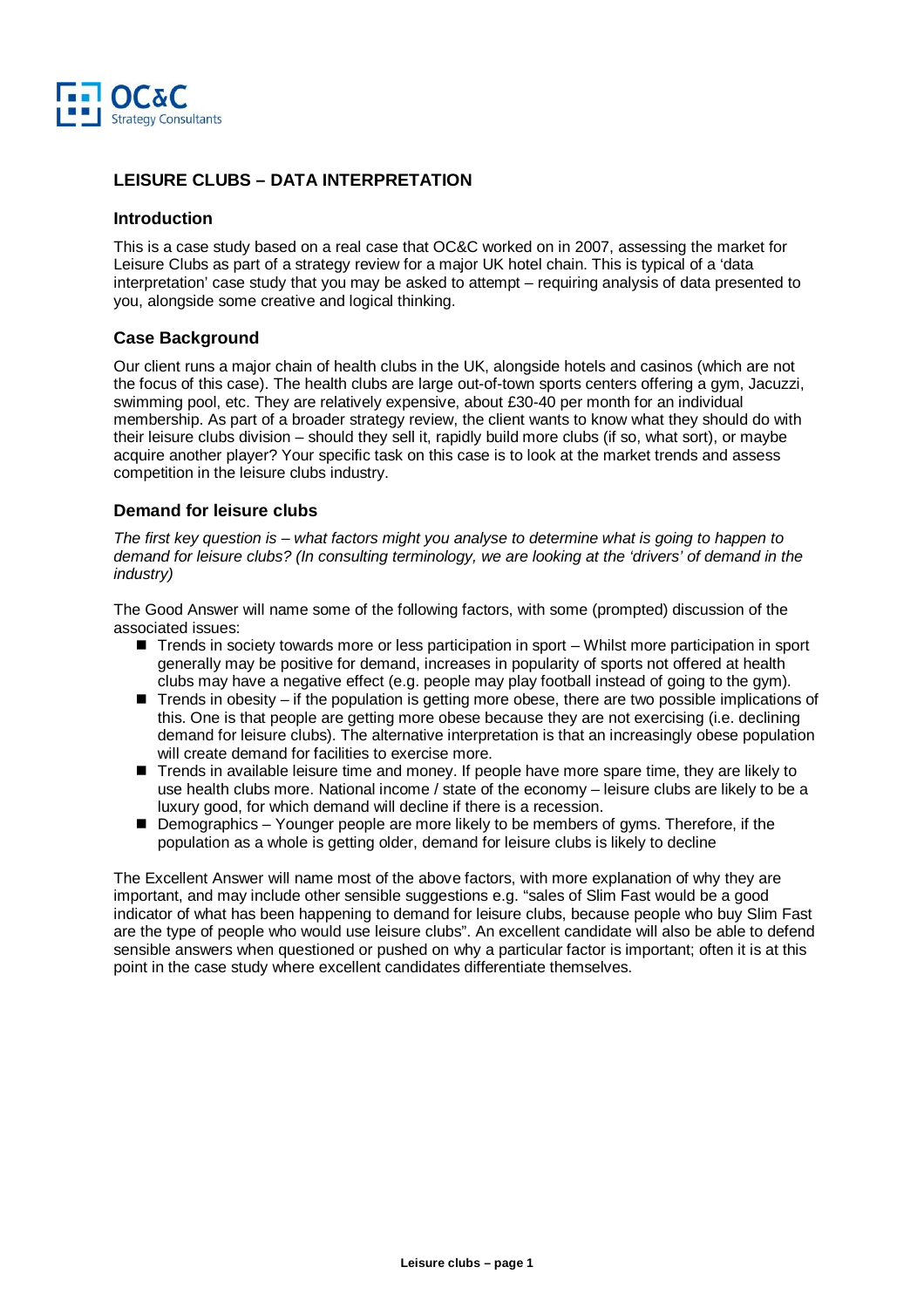# LEISURE CLUBS – DATA INTERPRETATION

## Introduction

This is a case study based on a real case that OC&C worked on in 2007, assessing the market for Leisure Clubs as part of a strategy review for a major UK hotel chain. This is typical of a 'data interpretation' case study that you may be asked to attempt – requiring analysis of data presented to you, alongside some creative and logical thinking.

## Case Background

Our client runs a major chain of health clubs in the UK, alongside hotels and casinos (which are not the focus of this case). The health clubs are large out-of-town sports centers offering a gym, Jacuzzi, swimming pool, etc. They are relatively expensive, about £30-40 per month for an individual membership. As part of a broader strategy review, the client wants to know what they should do with their leisure clubs division – should they sell it, rapidly build more clubs (if so, what sort), or maybe acquire another player? Your specific task on this case is to look at the market trends and assess competition in the leisure clubs industry.

## Demand for leisure clubs

*The first key question is – what factors might you analyse to determine what is going to happen to demand for leisure clubs? (In consulting terminology, we are looking at the 'drivers' of demand in the industry)*

The Good Answer will name some of the following factors, with some (prompted) discussion of the associated issues:

- Trends in society towards more or less participation in sport – Whilst more participation in sport generally may be positive for demand, increases in popularity of sports not offered at health clubs may have a negative effect (e.g. people may play football instead of going to the gym).
- Trends in obesity – if the population is getting more obese, there are two possible implications of this. One is that people are getting more obese because they are not exercising (i.e. declining demand for leisure clubs). The alternative interpretation is that an increasingly obese population will create demand for facilities to exercise more.
- Trends in available leisure time and money. If people have more spare time, they are likely to use health clubs more. National income / state of the economy – leisure clubs are likely to be a luxury good, for which demand will decline if there is a recession.
- Demographics – Younger people are more likely to be members of gyms. Therefore, if the population as a whole is getting older, demand for leisure clubs is likely to decline

The Excellent Answer will name most of the above factors, with more explanation of why they are important, and may include other sensible suggestions e.g. "sales of Slim Fast would be a good indicator of what has been happening to demand for leisure clubs, because people who buy Slim Fast are the type of people who would use leisure clubs". An excellent candidate will also be able to defend sensible answers when questioned or pushed on why a particular factor is important; often it is at this point in the case study where excellent candidates differentiate themselves.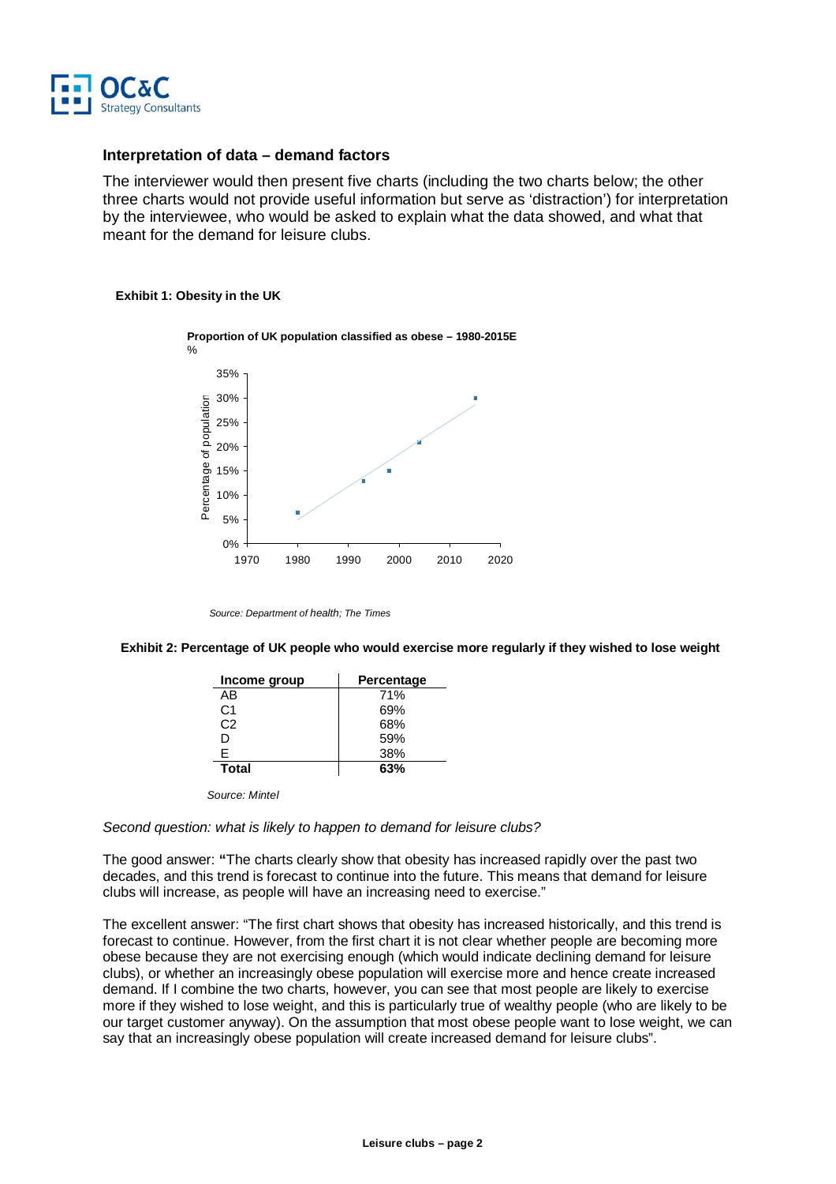### Interpretation of data – demand factors

The interviewer would then present five charts (including the two charts below; the other three charts would not provide useful information but serve as 'distraction') for interpretation by the interviewee, who would be asked to explain what the data showed, and what that meant for the demand for leisure clubs.

**Exhibit 1: Obesity in the UK**

**Proportion of UK population classified as obese – 1980-2015E**
%

*Source: Department of health; The Times*

**Exhibit 2: Percentage of UK people who would exercise more regularly if they wished to lose weight**

| Income group | Percentage |
|---|---|
| AB | 71% |
| C1 | 69% |
| C2 | 68% |
| D | 59% |
| E | 38% |
| **Total** | **63%** |

*Source: Mintel*

*Second question: what is likely to happen to demand for leisure clubs?*

The good answer: **"**The charts clearly show that obesity has increased rapidly over the past two decades, and this trend is forecast to continue into the future. This means that demand for leisure clubs will increase, as people will have an increasing need to exercise."

The excellent answer: "The first chart shows that obesity has increased historically, and this trend is forecast to continue. However, from the first chart it is not clear whether people are becoming more obese because they are not exercising enough (which would indicate declining demand for leisure clubs), or whether an increasingly obese population will exercise more and hence create increased demand. If I combine the two charts, however, you can see that most people are likely to exercise more if they wished to lose weight, and this is particularly true of wealthy people (who are likely to be our target customer anyway). On the assumption that most obese people want to lose weight, we can say that an increasingly obese population will create increased demand for leisure clubs".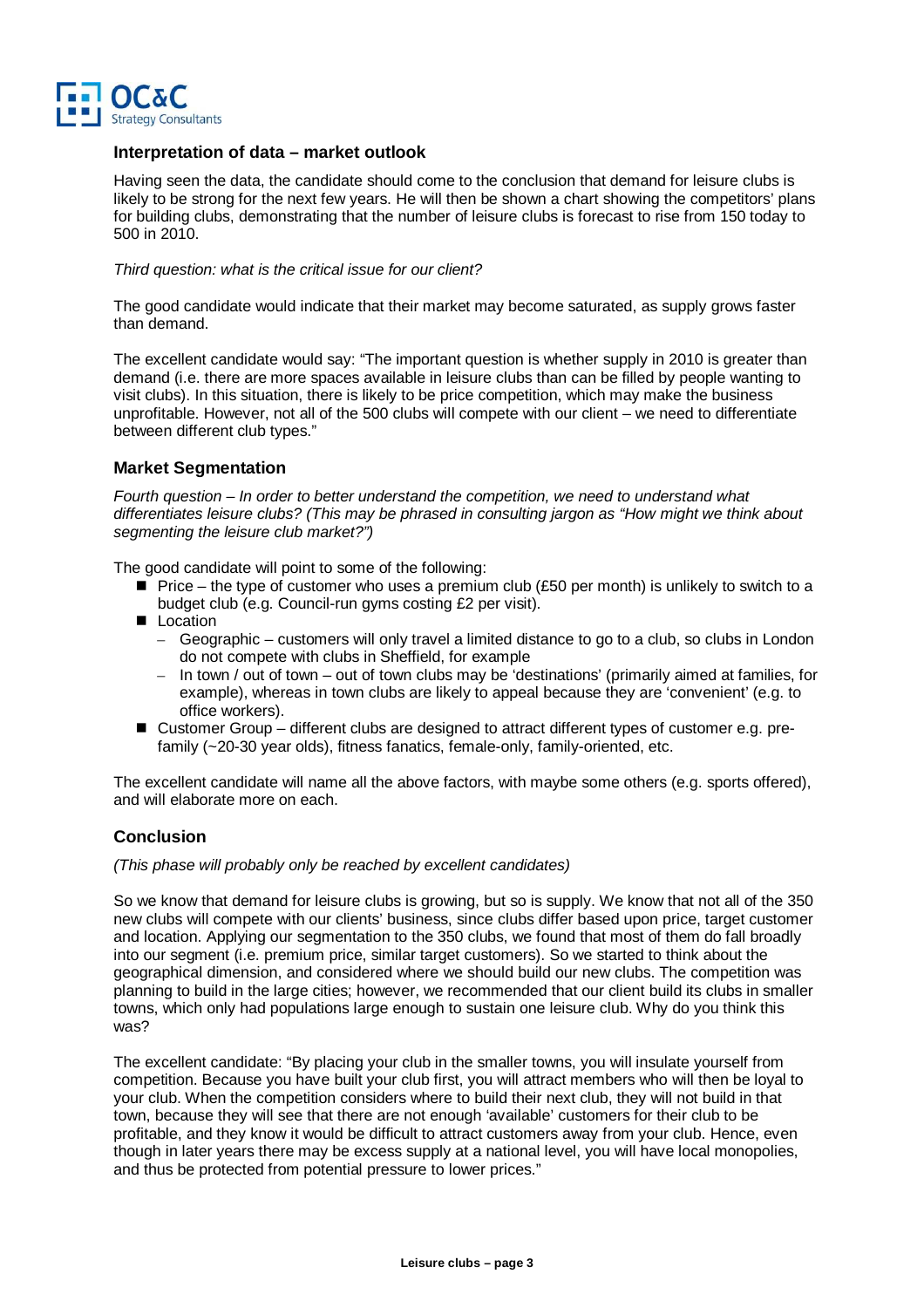### Interpretation of data – market outlook

Having seen the data, the candidate should come to the conclusion that demand for leisure clubs is likely to be strong for the next few years. He will then be shown a chart showing the competitors' plans for building clubs, demonstrating that the number of leisure clubs is forecast to rise from 150 today to 500 in 2010.

*Third question: what is the critical issue for our client?*

The good candidate would indicate that their market may become saturated, as supply grows faster than demand.

The excellent candidate would say: "The important question is whether supply in 2010 is greater than demand (i.e. there are more spaces available in leisure clubs than can be filled by people wanting to visit clubs). In this situation, there is likely to be price competition, which may make the business unprofitable. However, not all of the 500 clubs will compete with our client – we need to differentiate between different club types."

### Market Segmentation

*Fourth question – In order to better understand the competition, we need to understand what differentiates leisure clubs? (This may be phrased in consulting jargon as "How might we think about segmenting the leisure club market?")*

The good candidate will point to some of the following:

- Price – the type of customer who uses a premium club (£50 per month) is unlikely to switch to a budget club (e.g. Council-run gyms costing £2 per visit).
- Location
  - Geographic – customers will only travel a limited distance to go to a club, so clubs in London do not compete with clubs in Sheffield, for example
  - In town / out of town – out of town clubs may be 'destinations' (primarily aimed at families, for example), whereas in town clubs are likely to appeal because they are 'convenient' (e.g. to office workers).
- Customer Group – different clubs are designed to attract different types of customer e.g. pre-family (~20-30 year olds), fitness fanatics, female-only, family-oriented, etc.

The excellent candidate will name all the above factors, with maybe some others (e.g. sports offered), and will elaborate more on each.

### Conclusion

*(This phase will probably only be reached by excellent candidates)*

So we know that demand for leisure clubs is growing, but so is supply. We know that not all of the 350 new clubs will compete with our clients' business, since clubs differ based upon price, target customer and location. Applying our segmentation to the 350 clubs, we found that most of them do fall broadly into our segment (i.e. premium price, similar target customers). So we started to think about the geographical dimension, and considered where we should build our new clubs. The competition was planning to build in the large cities; however, we recommended that our client build its clubs in smaller towns, which only had populations large enough to sustain one leisure club. Why do you think this was?

The excellent candidate: "By placing your club in the smaller towns, you will insulate yourself from competition. Because you have built your club first, you will attract members who will then be loyal to your club. When the competition considers where to build their next club, they will not build in that town, because they will see that there are not enough 'available' customers for their club to be profitable, and they know it would be difficult to attract customers away from your club. Hence, even though in later years there may be excess supply at a national level, you will have local monopolies, and thus be protected from potential pressure to lower prices."